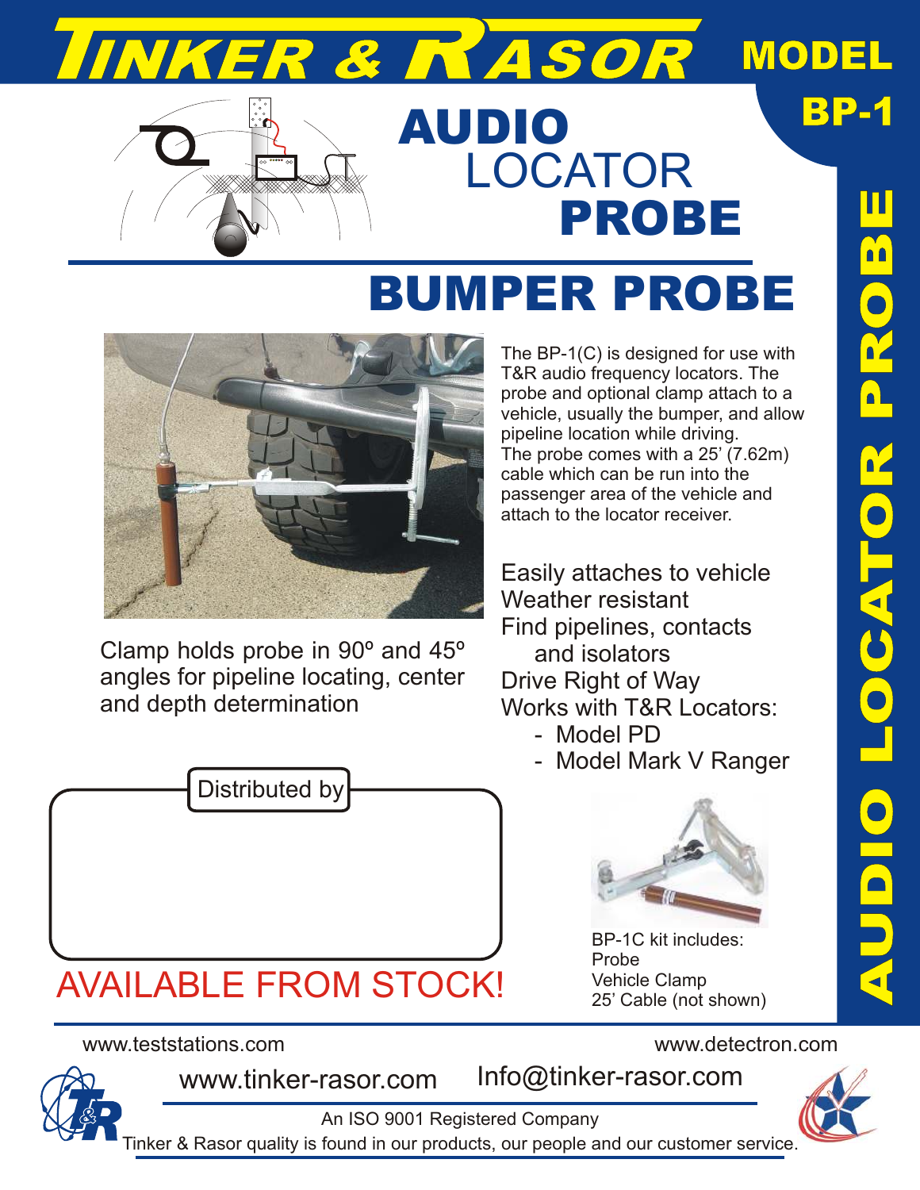# TINKER & RASOR

## MODEL BP-1

## AUDIO LOCATOR PROBE

# BUMPER PROBE

Clamp holds probe in 90º and 45º angles for pipeline locating, center and depth determination

The BP-1(C) is designed for use with T&R audio frequency locators. The probe and optional clamp attach to a vehicle, usually the bumper, and allow pipeline location while driving. The probe comes with a 25' (7.62m) cable which can be run into the passenger area of the vehicle and attach to the locator receiver.

- Easily attaches to vehicle
- Weather resistant
- Find pipelines, contacts and isolators
- Drive Right of Way
- Works with T&R Locators:
  - Model PD
  - Model Mark V Ranger

Distributed by

AVAILABLE FROM STOCK!

BP-1C kit includes:
Probe
Vehicle Clamp
25' Cable (not shown)

AUDIO LOCATOR PROBE

www.teststations.com

www.detectron.com

www.tinker-rasor.com    Info@tinker-rasor.com

An ISO 9001 Registered Company

Tinker & Rasor quality is found in our products, our people and our customer service.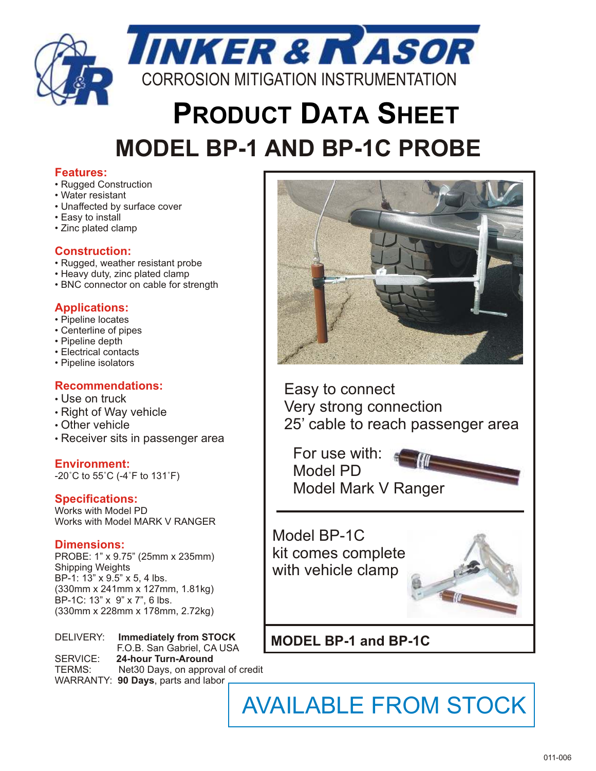# TINKER & RASOR

CORROSION MITIGATION INSTRUMENTATION

# PRODUCT DATA SHEET

# MODEL BP-1 AND BP-1C PROBE

**Features:**

- Rugged Construction
- Water resistant
- Unaffected by surface cover
- Easy to install
- Zinc plated clamp

**Construction:**

- Rugged, weather resistant probe
- Heavy duty, zinc plated clamp
- BNC connector on cable for strength

**Applications:**

- Pipeline locates
- Centerline of pipes
- Pipeline depth
- Electrical contacts
- Pipeline isolators

**Recommendations:**

- Use on truck
- Right of Way vehicle
- Other vehicle
- Receiver sits in passenger area

**Environment:**

-20˚C to 55˚C (-4˚F to 131˚F)

**Specifications:**

Works with Model PD
Works with Model MARK V RANGER

**Dimensions:**

PROBE: 1" x 9.75" (25mm x 235mm)
Shipping Weights
BP-1: 13" x 9.5" x 5, 4 lbs.
(330mm x 241mm x 127mm, 1.81kg)
BP-1C: 13" x 9" x 7", 6 lbs.
(330mm x 228mm x 178mm, 2.72kg)

DELIVERY: **Immediately from STOCK**
F.O.B. San Gabriel, CA USA
SERVICE: **24-hour Turn-Around**
TERMS: Net30 Days, on approval of credit
WARRANTY: **90 Days**, parts and labor

Easy to connect
Very strong connection
25' cable to reach passenger area

For use with:
Model PD
Model Mark V Ranger

Model BP-1C
kit comes complete
with vehicle clamp

**MODEL BP-1 and BP-1C**

AVAILABLE FROM STOCK

011-006